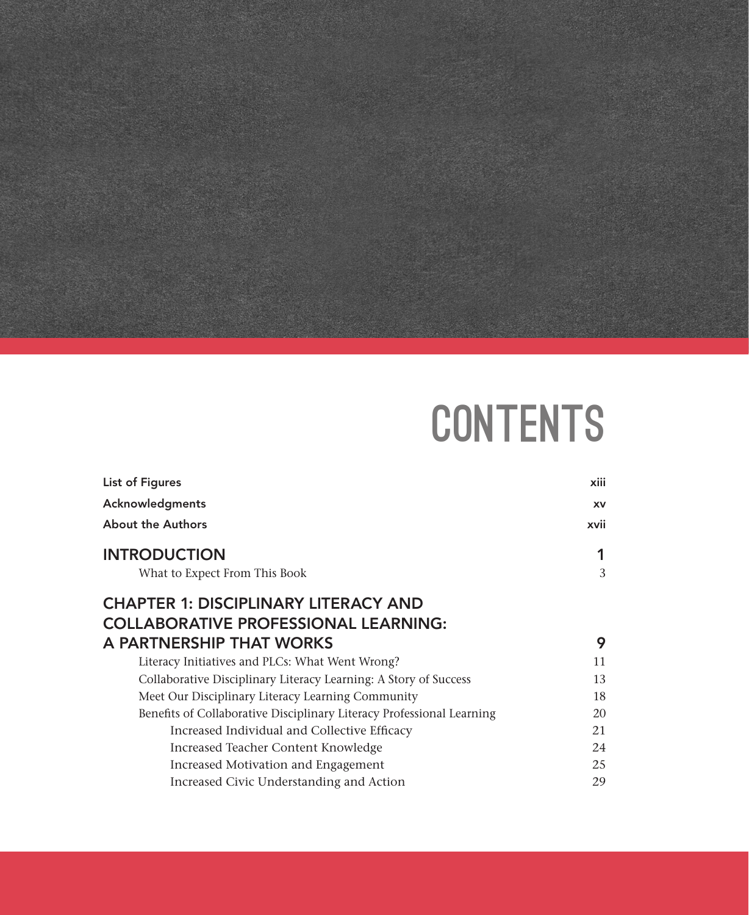# CONTENTS

| | |
|---|---|
| List of Figures | xiii |
| Acknowledgments | xv |
| About the Authors | xvii |
| **INTRODUCTION** | **1** |
| What to Expect From This Book | 3 |
| **CHAPTER 1: DISCIPLINARY LITERACY AND COLLABORATIVE PROFESSIONAL LEARNING: A PARTNERSHIP THAT WORKS** | **9** |
| Literacy Initiatives and PLCs: What Went Wrong? | 11 |
| Collaborative Disciplinary Literacy Learning: A Story of Success | 13 |
| Meet Our Disciplinary Literacy Learning Community | 18 |
| Benefits of Collaborative Disciplinary Literacy Professional Learning | 20 |
| Increased Individual and Collective Efficacy | 21 |
| Increased Teacher Content Knowledge | 24 |
| Increased Motivation and Engagement | 25 |
| Increased Civic Understanding and Action | 29 |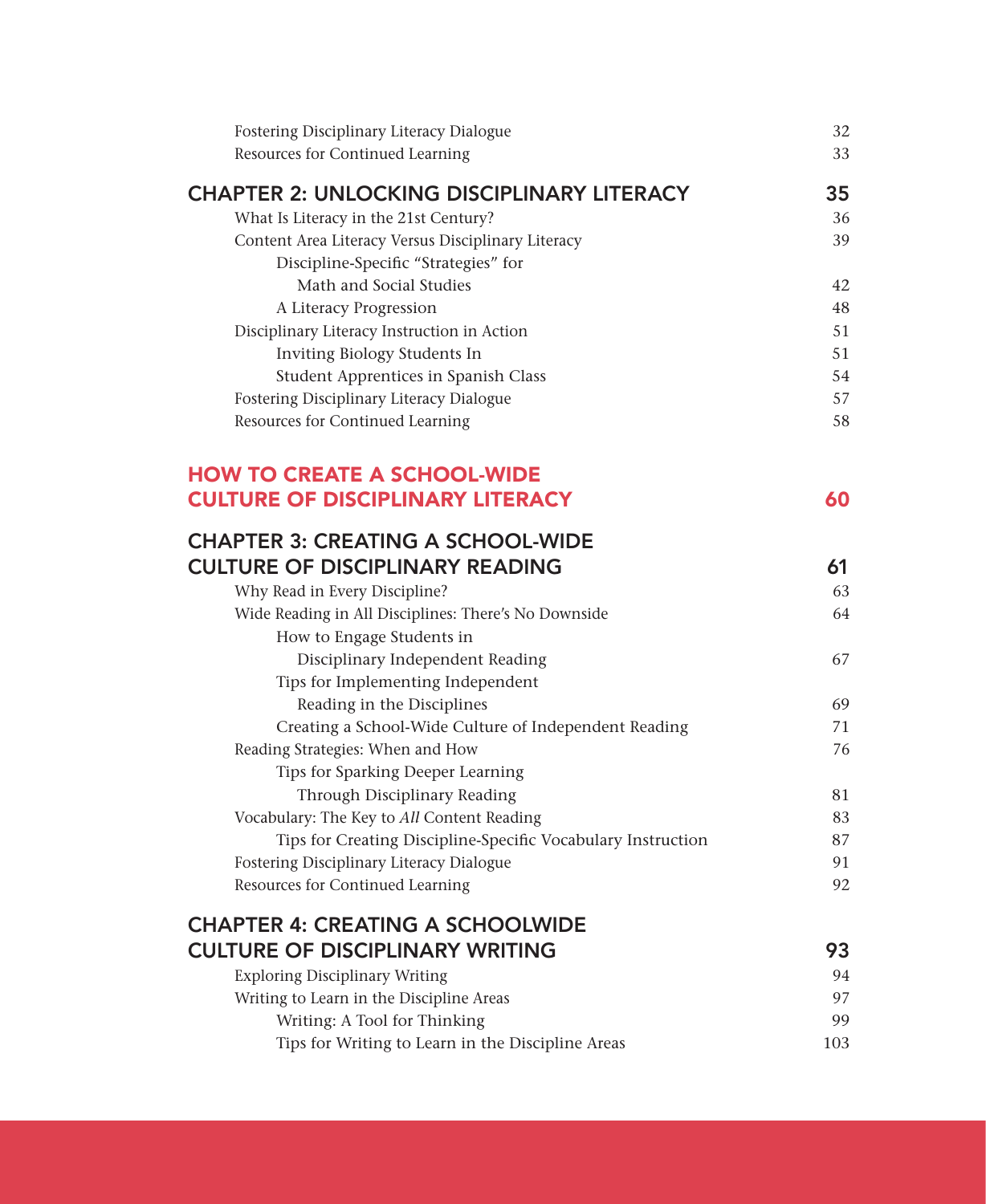- Fostering Disciplinary Literacy Dialogue 32
- Resources for Continued Learning 33

## CHAPTER 2: UNLOCKING DISCIPLINARY LITERACY 35

- What Is Literacy in the 21st Century? 36
- Content Area Literacy Versus Disciplinary Literacy 39
  - Discipline-Specific "Strategies" for Math and Social Studies 42
  - A Literacy Progression 48
- Disciplinary Literacy Instruction in Action 51
  - Inviting Biology Students In 51
  - Student Apprentices in Spanish Class 54
- Fostering Disciplinary Literacy Dialogue 57
- Resources for Continued Learning 58

# HOW TO CREATE A SCHOOL-WIDE CULTURE OF DISCIPLINARY LITERACY 60

## CHAPTER 3: CREATING A SCHOOL-WIDE CULTURE OF DISCIPLINARY READING 61

- Why Read in Every Discipline? 63
- Wide Reading in All Disciplines: There's No Downside 64
  - How to Engage Students in Disciplinary Independent Reading 67
  - Tips for Implementing Independent Reading in the Disciplines 69
  - Creating a School-Wide Culture of Independent Reading 71
- Reading Strategies: When and How 76
  - Tips for Sparking Deeper Learning Through Disciplinary Reading 81
- Vocabulary: The Key to *All* Content Reading 83
  - Tips for Creating Discipline-Specific Vocabulary Instruction 87
- Fostering Disciplinary Literacy Dialogue 91
- Resources for Continued Learning 92

## CHAPTER 4: CREATING A SCHOOLWIDE CULTURE OF DISCIPLINARY WRITING 93

- Exploring Disciplinary Writing 94
- Writing to Learn in the Discipline Areas 97
  - Writing: A Tool for Thinking 99
  - Tips for Writing to Learn in the Discipline Areas 103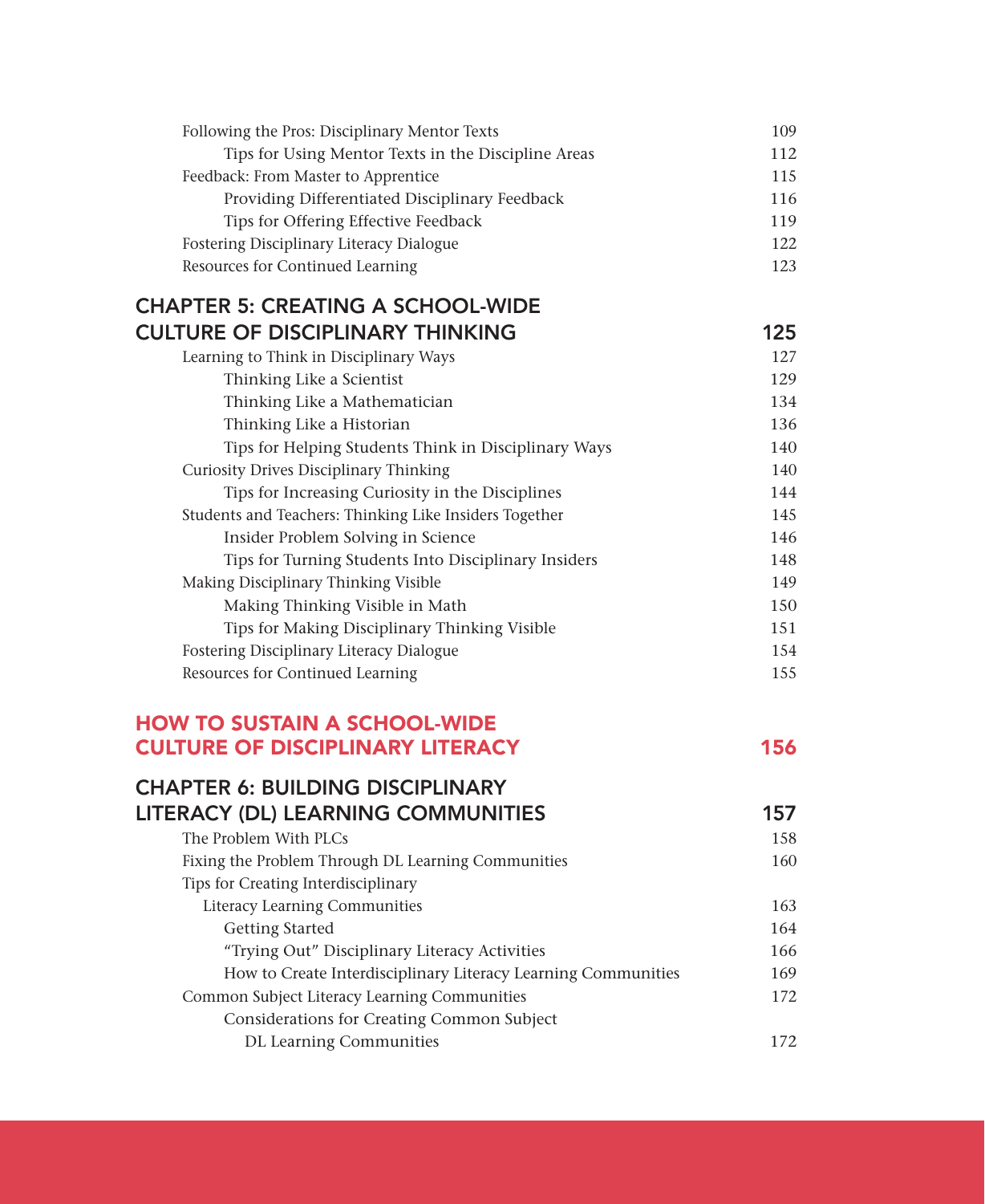- Following the Pros: Disciplinary Mentor Texts 109
  - Tips for Using Mentor Texts in the Discipline Areas 112
- Feedback: From Master to Apprentice 115
  - Providing Differentiated Disciplinary Feedback 116
  - Tips for Offering Effective Feedback 119
- Fostering Disciplinary Literacy Dialogue 122
- Resources for Continued Learning 123

## CHAPTER 5: CREATING A SCHOOL-WIDE CULTURE OF DISCIPLINARY THINKING 125

- Learning to Think in Disciplinary Ways 127
  - Thinking Like a Scientist 129
  - Thinking Like a Mathematician 134
  - Thinking Like a Historian 136
  - Tips for Helping Students Think in Disciplinary Ways 140
- Curiosity Drives Disciplinary Thinking 140
  - Tips for Increasing Curiosity in the Disciplines 144
- Students and Teachers: Thinking Like Insiders Together 145
  - Insider Problem Solving in Science 146
  - Tips for Turning Students Into Disciplinary Insiders 148
- Making Disciplinary Thinking Visible 149
  - Making Thinking Visible in Math 150
  - Tips for Making Disciplinary Thinking Visible 151
- Fostering Disciplinary Literacy Dialogue 154
- Resources for Continued Learning 155

# HOW TO SUSTAIN A SCHOOL-WIDE CULTURE OF DISCIPLINARY LITERACY 156

## CHAPTER 6: BUILDING DISCIPLINARY LITERACY (DL) LEARNING COMMUNITIES 157

- The Problem With PLCs 158
- Fixing the Problem Through DL Learning Communities 160
- Tips for Creating Interdisciplinary Literacy Learning Communities 163
  - Getting Started 164
  - "Trying Out" Disciplinary Literacy Activities 166
  - How to Create Interdisciplinary Literacy Learning Communities 169
- Common Subject Literacy Learning Communities 172
  - Considerations for Creating Common Subject DL Learning Communities 172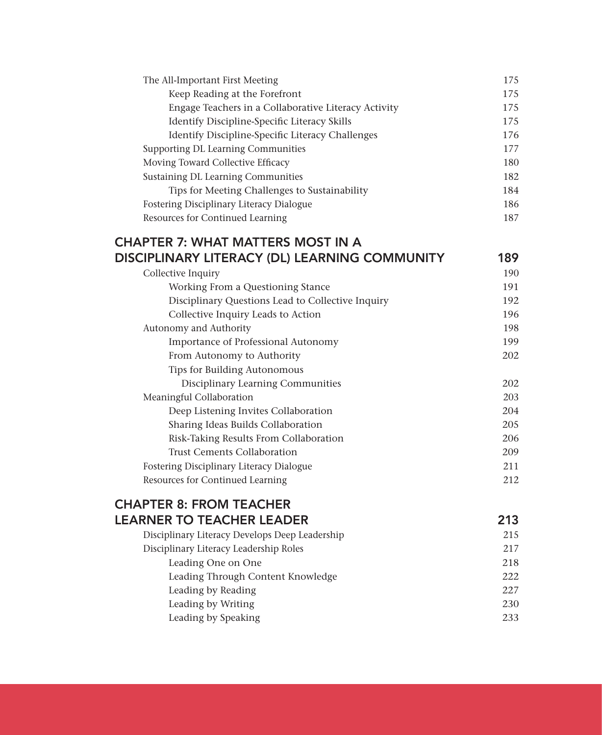The All-Important First Meeting 175
- Keep Reading at the Forefront 175
- Engage Teachers in a Collaborative Literacy Activity 175
- Identify Discipline-Specific Literacy Skills 175
- Identify Discipline-Specific Literacy Challenges 176

Supporting DL Learning Communities 177

Moving Toward Collective Efficacy 180

Sustaining DL Learning Communities 182
- Tips for Meeting Challenges to Sustainability 184

Fostering Disciplinary Literacy Dialogue 186

Resources for Continued Learning 187

## CHAPTER 7: WHAT MATTERS MOST IN A DISCIPLINARY LITERACY (DL) LEARNING COMMUNITY 189

Collective Inquiry 190
- Working From a Questioning Stance 191
- Disciplinary Questions Lead to Collective Inquiry 192
- Collective Inquiry Leads to Action 196

Autonomy and Authority 198
- Importance of Professional Autonomy 199
- From Autonomy to Authority 202
- Tips for Building Autonomous Disciplinary Learning Communities 202

Meaningful Collaboration 203
- Deep Listening Invites Collaboration 204
- Sharing Ideas Builds Collaboration 205
- Risk-Taking Results From Collaboration 206
- Trust Cements Collaboration 209

Fostering Disciplinary Literacy Dialogue 211

Resources for Continued Learning 212

## CHAPTER 8: FROM TEACHER LEARNER TO TEACHER LEADER 213

Disciplinary Literacy Develops Deep Leadership 215

Disciplinary Literacy Leadership Roles 217
- Leading One on One 218
- Leading Through Content Knowledge 222
- Leading by Reading 227
- Leading by Writing 230
- Leading by Speaking 233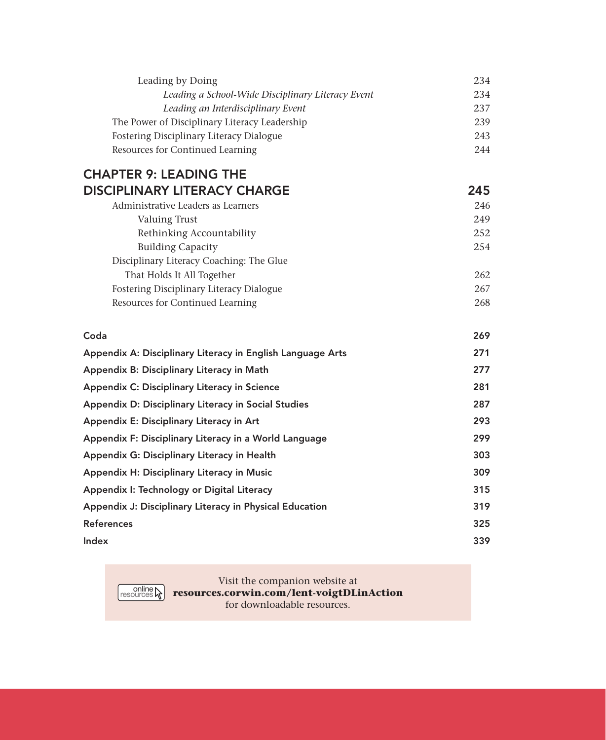Leading by Doing 234

*Leading a School-Wide Disciplinary Literacy Event* 234

*Leading an Interdisciplinary Event* 237

The Power of Disciplinary Literacy Leadership 239

Fostering Disciplinary Literacy Dialogue 243

Resources for Continued Learning 244

## CHAPTER 9: LEADING THE DISCIPLINARY LITERACY CHARGE 245

Administrative Leaders as Learners 246

Valuing Trust 249

Rethinking Accountability 252

Building Capacity 254

Disciplinary Literacy Coaching: The Glue That Holds It All Together 262

Fostering Disciplinary Literacy Dialogue 267

Resources for Continued Learning 268

**Coda** 269

**Appendix A: Disciplinary Literacy in English Language Arts** 271

**Appendix B: Disciplinary Literacy in Math** 277

**Appendix C: Disciplinary Literacy in Science** 281

**Appendix D: Disciplinary Literacy in Social Studies** 287

**Appendix E: Disciplinary Literacy in Art** 293

**Appendix F: Disciplinary Literacy in a World Language** 299

**Appendix G: Disciplinary Literacy in Health** 303

**Appendix H: Disciplinary Literacy in Music** 309

**Appendix I: Technology or Digital Literacy** 315

**Appendix J: Disciplinary Literacy in Physical Education** 319

**References** 325

**Index** 339

online resources

Visit the companion website at **resources.corwin.com/lent-voigtDLinAction** for downloadable resources.